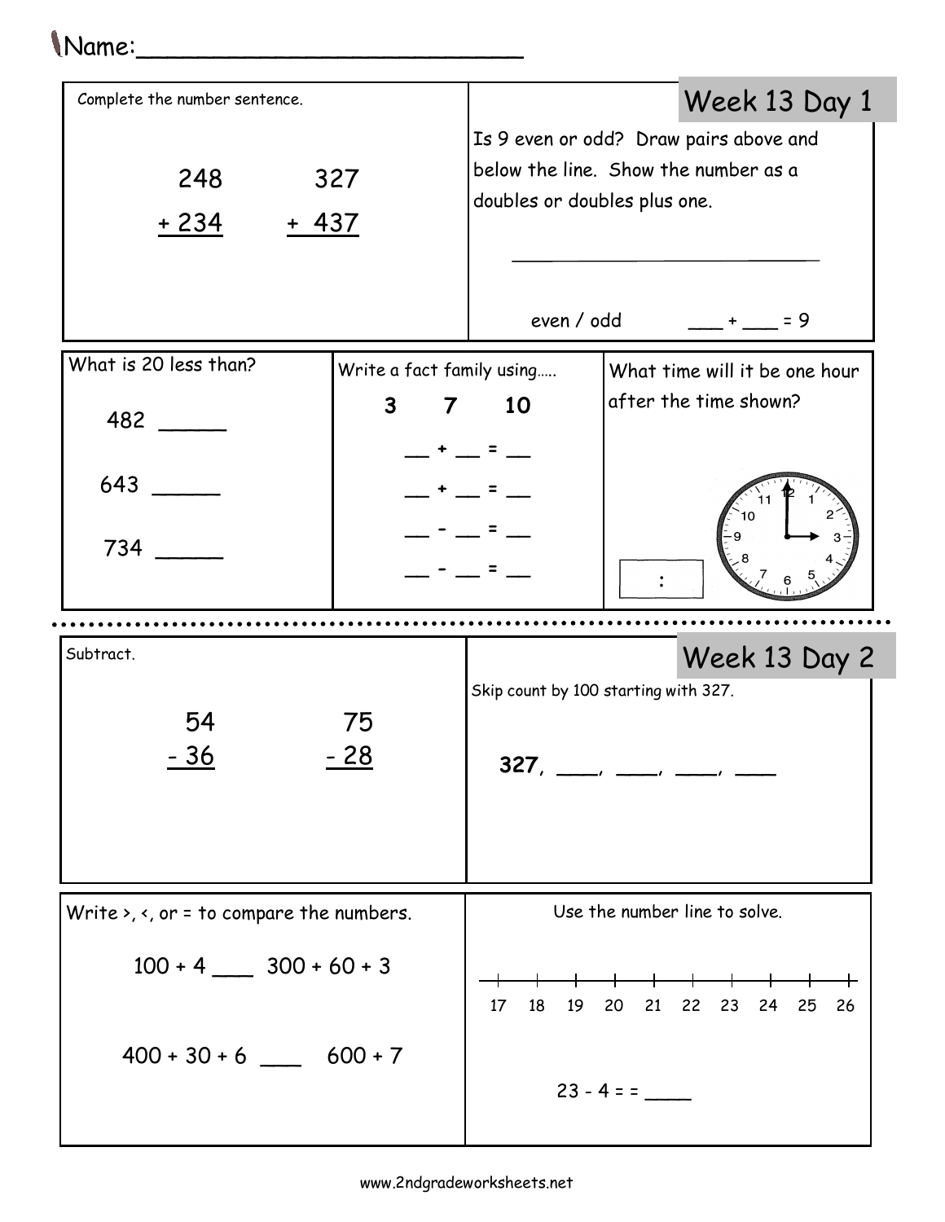Name:_______________________

## Week 13 Day 1

Complete the number sentence.

$$\begin{array}{r} 248 \\ +\ 234 \\ \hline \end{array} \qquad \begin{array}{r} 327 \\ +\ 437 \\ \hline \end{array}$$

Is 9 even or odd? Draw pairs above and below the line. Show the number as a doubles or doubles plus one.

_______________________________

even / odd ___ + ___ = 9

What is 20 less than?

482 _____

643 _____

734 _____

Write a fact family using…..

**3 7 10**

__ + __ = __

__ + __ = __

__ - __ = __

__ - __ = __

What time will it be one hour after the time shown?

11 12 1 2 3 4 5 6 7 8 9 10

:

## Week 13 Day 2

Subtract.

$$\begin{array}{r} 54 \\ -\ 36 \\ \hline \end{array} \qquad \begin{array}{r} 75 \\ -\ 28 \\ \hline \end{array}$$

Skip count by 100 starting with 327.

**327**, ___, ___, ___, ___

Write >, <, or = to compare the numbers.

100 + 4 ___ 300 + 60 + 3

400 + 30 + 6 ___ 600 + 7

Use the number line to solve.

17 18 19 20 21 22 23 24 25 26

23 - 4 = = ____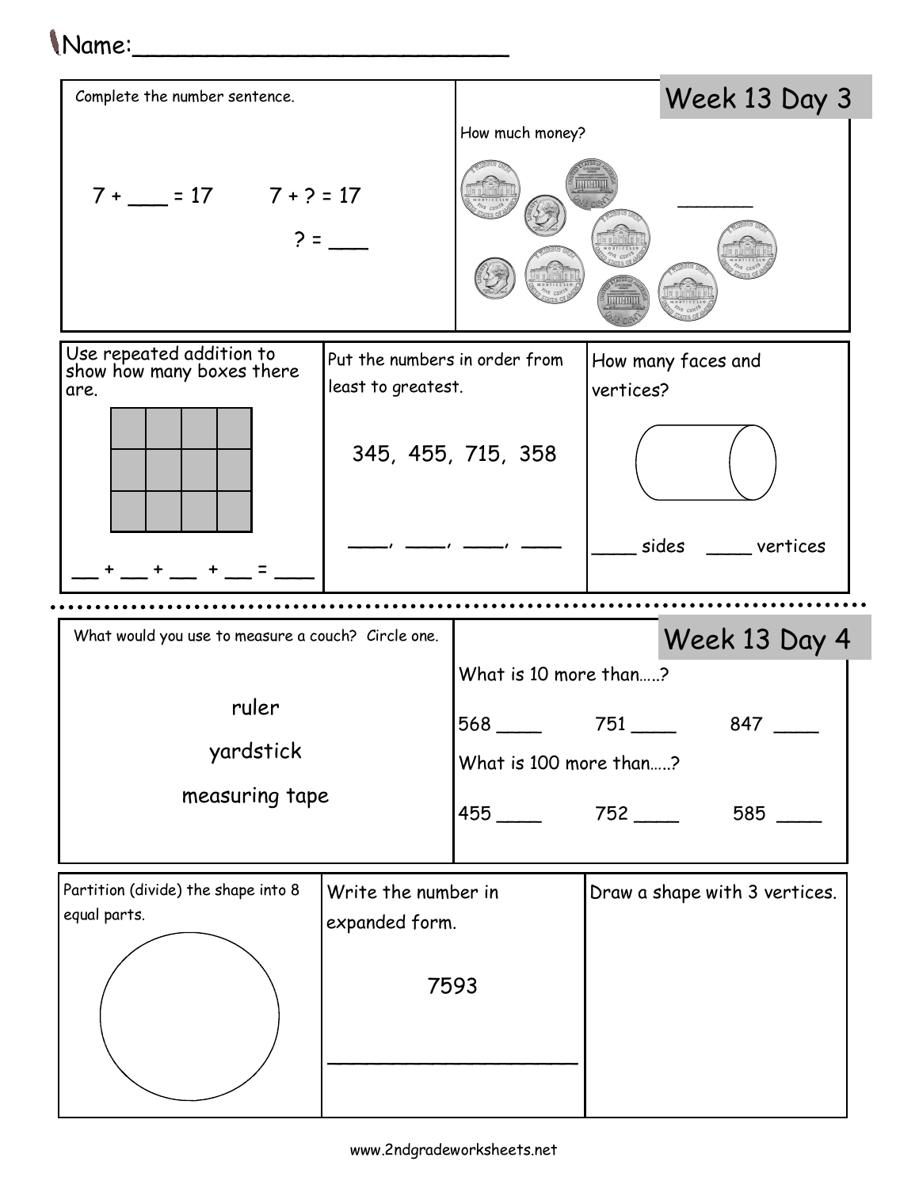Name:\_\_\_\_\_\_\_\_\_\_\_\_\_\_\_\_\_\_\_\_\_\_\_\_\_\_

## Week 13 Day 3

Complete the number sentence.

7 + \_\_\_ = 17        7 + ? = 17

? = \_\_\_

How much money?

\_\_\_\_\_\_\_

Use repeated addition to show how many boxes there are.

\_\_ + \_\_ + \_\_ + \_\_ = \_\_\_

Put the numbers in order from least to greatest.

345, 455, 715, 358

\_\_\_, \_\_\_, \_\_\_, \_\_\_

How many faces and vertices?

\_\_\_\_ sides    \_\_\_\_ vertices

## Week 13 Day 4

What would you use to measure a couch? Circle one.

ruler

yardstick

measuring tape

What is 10 more than…..?

568 \_\_\_\_    751 \_\_\_\_    847 \_\_\_\_

What is 100 more than…..?

455 \_\_\_\_    752 \_\_\_\_    585 \_\_\_\_

Partition (divide) the shape into 8 equal parts.

Write the number in expanded form.

7593

\_\_\_\_\_\_\_\_\_\_\_\_\_\_\_\_\_\_\_\_

Draw a shape with 3 vertices.

www.2ndgradeworksheets.net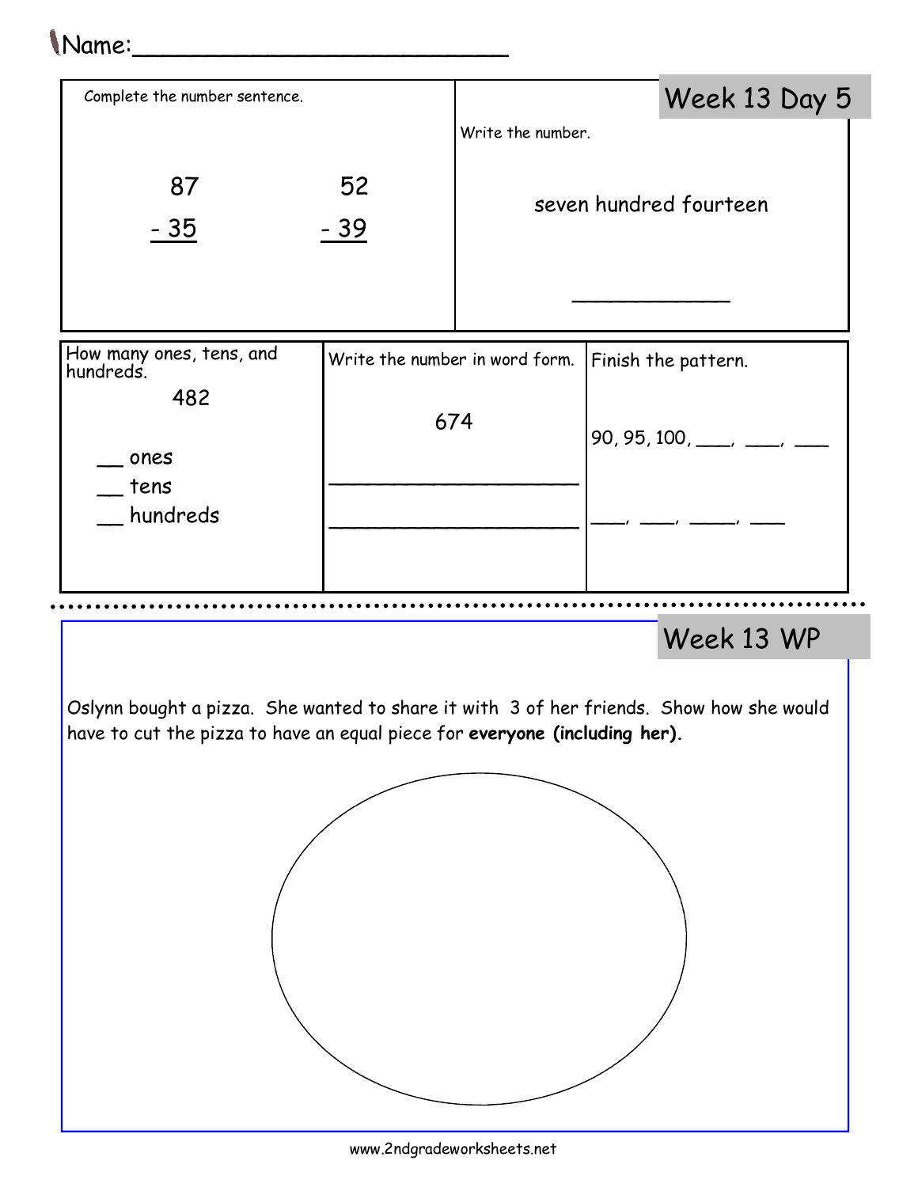Name:_________________________

## Week 13 Day 5

Complete the number sentence.

$$\begin{array}{r} 87 \\ -\ 35 \\ \hline \end{array} \qquad \begin{array}{r} 52 \\ -\ 39 \\ \hline \end{array}$$

Write the number.

seven hundred fourteen

___________

How many ones, tens, and hundreds.

482

__ ones
__ tens
__ hundreds

Write the number in word form.

674

____________________

____________________

Finish the pattern.

90, 95, 100, ___, ___, ___

___, ___, ___, ___

## Week 13 WP

Oslynn bought a pizza. She wanted to share it with 3 of her friends. Show how she would have to cut the pizza to have an equal piece for **everyone (including her).**

www.2ndgradeworksheets.net